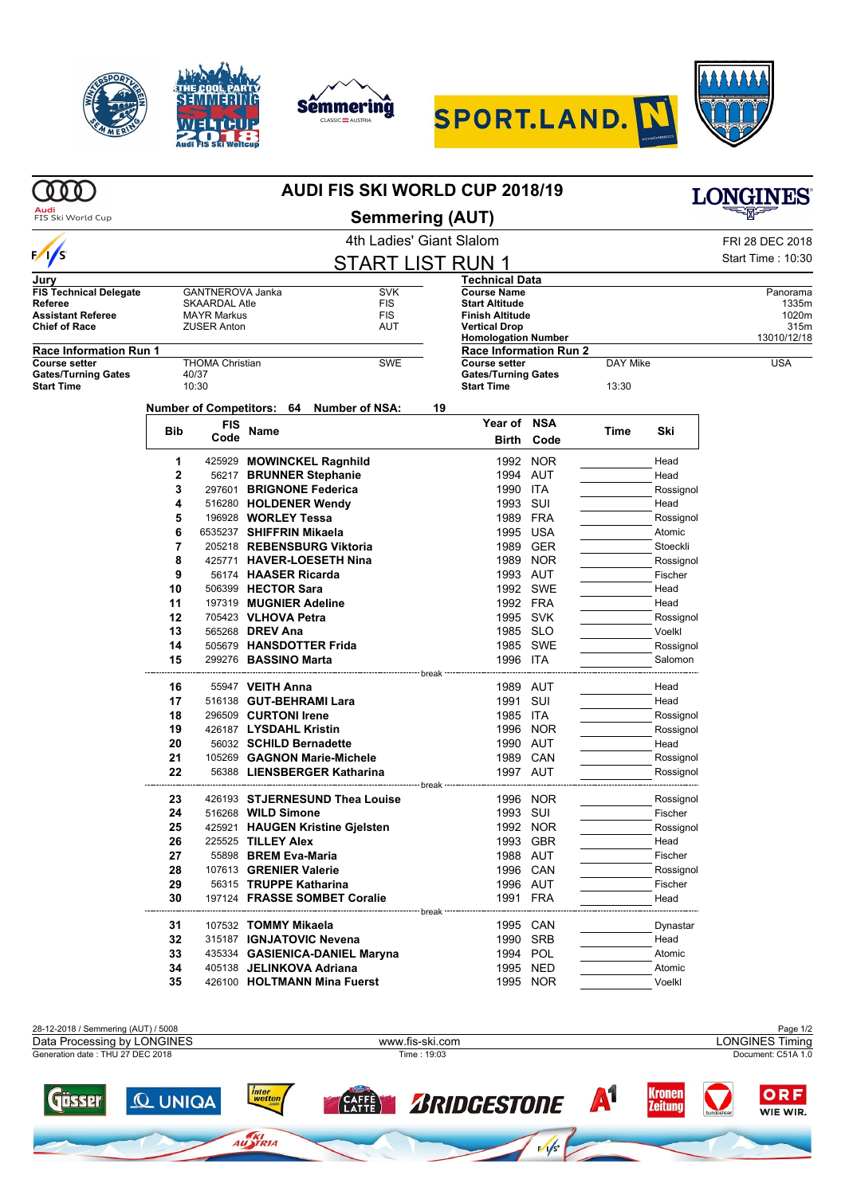# AUDI FIS SKI WORLD CUP 2018/19

## Semmering (AUT)

4th Ladies' Giant Slalom

FRI 28 DEC 2018

Start Time : 10:30

## START LIST RUN 1

**Jury**

| | | |
|---|---|---|
| **FIS Technical Delegate** | GANTNEROVA Janka | SVK |
| **Referee** | SKAARDAL Atle | FIS |
| **Assistant Referee** | MAYR Markus | FIS |
| **Chief of Race** | ZUSER Anton | AUT |

**Technical Data**

| | |
|---|---|
| **Course Name** | Panorama |
| **Start Altitude** | 1335m |
| **Finish Altitude** | 1020m |
| **Vertical Drop** | 315m |
| **Homologation Number** | 13010/12/18 |

**Race Information Run 1**

| | | |
|---|---|---|
| **Course setter** | THOMA Christian | SWE |
| **Gates/Turning Gates** | 40/37 | |
| **Start Time** | 10:30 | |

**Race Information Run 2**

| | | |
|---|---|---|
| **Course setter** | DAY Mike | USA |
| **Gates/Turning Gates** | | |
| **Start Time** | 13:30 | |

**Number of Competitors: 64 Number of NSA: 19**

| Bib | FIS Code | Name | Year of Birth | NSA Code | Time | Ski |
|---|---|---|---|---|---|---|
| 1 | 425929 | **MOWINCKEL Ragnhild** | 1992 | NOR | | Head |
| 2 | 56217 | **BRUNNER Stephanie** | 1994 | AUT | | Head |
| 3 | 297601 | **BRIGNONE Federica** | 1990 | ITA | | Rossignol |
| 4 | 516280 | **HOLDENER Wendy** | 1993 | SUI | | Head |
| 5 | 196928 | **WORLEY Tessa** | 1989 | FRA | | Rossignol |
| 6 | 6535237 | **SHIFFRIN Mikaela** | 1995 | USA | | Atomic |
| 7 | 205218 | **REBENSBURG Viktoria** | 1989 | GER | | Stoeckli |
| 8 | 425771 | **HAVER-LOESETH Nina** | 1989 | NOR | | Rossignol |
| 9 | 56174 | **HAASER Ricarda** | 1993 | AUT | | Fischer |
| 10 | 506399 | **HECTOR Sara** | 1992 | SWE | | Head |
| 11 | 197319 | **MUGNIER Adeline** | 1992 | FRA | | Head |
| 12 | 705423 | **VLHOVA Petra** | 1995 | SVK | | Rossignol |
| 13 | 565268 | **DREV Ana** | 1985 | SLO | | Voelkl |
| 14 | 505679 | **HANSDOTTER Frida** | 1985 | SWE | | Rossignol |
| 15 | 299276 | **BASSINO Marta** | 1996 | ITA | | Salomon |
| | | break | | | | |
| 16 | 55947 | **VEITH Anna** | 1989 | AUT | | Head |
| 17 | 516138 | **GUT-BEHRAMI Lara** | 1991 | SUI | | Head |
| 18 | 296509 | **CURTONI Irene** | 1985 | ITA | | Rossignol |
| 19 | 426187 | **LYSDAHL Kristin** | 1996 | NOR | | Rossignol |
| 20 | 56032 | **SCHILD Bernadette** | 1990 | AUT | | Head |
| 21 | 105269 | **GAGNON Marie-Michele** | 1989 | CAN | | Rossignol |
| 22 | 56388 | **LIENSBERGER Katharina** | 1997 | AUT | | Rossignol |
| | | break | | | | |
| 23 | 426193 | **STJERNESUND Thea Louise** | 1996 | NOR | | Rossignol |
| 24 | 516268 | **WILD Simone** | 1993 | SUI | | Fischer |
| 25 | 425921 | **HAUGEN Kristine Gjelsten** | 1992 | NOR | | Rossignol |
| 26 | 225525 | **TILLEY Alex** | 1993 | GBR | | Head |
| 27 | 55898 | **BREM Eva-Maria** | 1988 | AUT | | Fischer |
| 28 | 107613 | **GRENIER Valerie** | 1996 | CAN | | Rossignol |
| 29 | 56315 | **TRUPPE Katharina** | 1996 | AUT | | Fischer |
| 30 | 197124 | **FRASSE SOMBET Coralie** | 1991 | FRA | | Head |
| | | break | | | | |
| 31 | 107532 | **TOMMY Mikaela** | 1995 | CAN | | Dynastar |
| 32 | 315187 | **IGNJATOVIC Nevena** | 1990 | SRB | | Head |
| 33 | 435334 | **GASIENICA-DANIEL Maryna** | 1994 | POL | | Atomic |
| 34 | 405138 | **JELINKOVA Adriana** | 1995 | NED | | Atomic |
| 35 | 426100 | **HOLTMANN Mina Fuerst** | 1995 | NOR | | Voelkl |

28-12-2018 / Semmering (AUT) / 5008

Data Processing by LONGINES — www.fis-ski.com — LONGINES Timing

Generation date : THU 27 DEC 2018 — Time : 19:03 — Document: C51A 1.0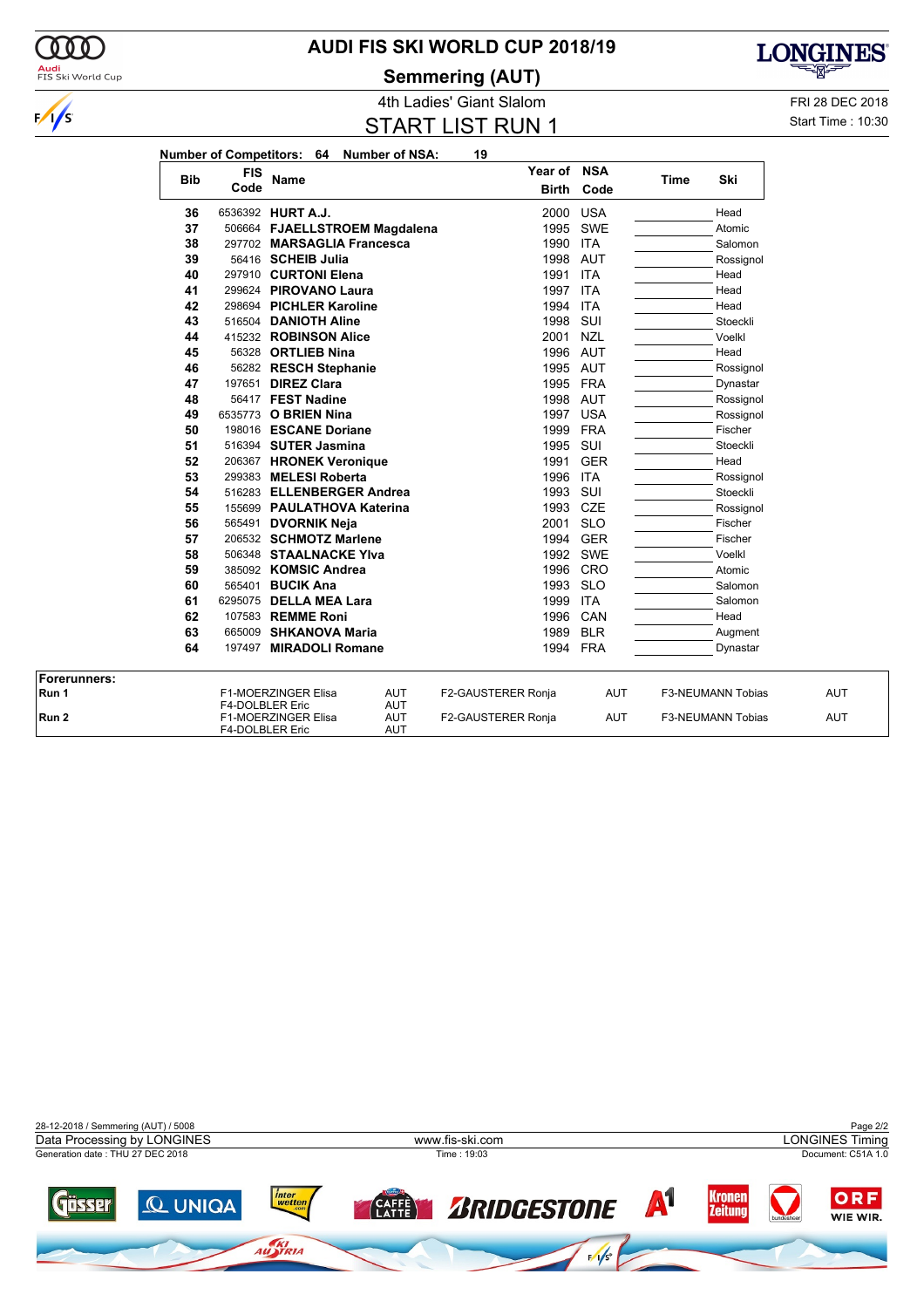# AUDI FIS SKI WORLD CUP 2018/19

## Semmering (AUT)

4th Ladies' Giant Slalom

## START LIST RUN 1

FRI 28 DEC 2018

Start Time : 10:30

**Number of Competitors: 64 Number of NSA: 19**

| Bib | FIS Code | Name | Year of Birth | NSA Code | Time | Ski |
|---|---|---|---|---|---|---|
| 36 | 6536392 | **HURT A.J.** | 2000 | USA | | Head |
| 37 | 506664 | **FJAELLSTROEM Magdalena** | 1995 | SWE | | Atomic |
| 38 | 297702 | **MARSAGLIA Francesca** | 1990 | ITA | | Salomon |
| 39 | 56416 | **SCHEIB Julia** | 1998 | AUT | | Rossignol |
| 40 | 297910 | **CURTONI Elena** | 1991 | ITA | | Head |
| 41 | 299624 | **PIROVANO Laura** | 1997 | ITA | | Head |
| 42 | 298694 | **PICHLER Karoline** | 1994 | ITA | | Head |
| 43 | 516504 | **DANIOTH Aline** | 1998 | SUI | | Stoeckli |
| 44 | 415232 | **ROBINSON Alice** | 2001 | NZL | | Voelkl |
| 45 | 56328 | **ORTLIEB Nina** | 1996 | AUT | | Head |
| 46 | 56282 | **RESCH Stephanie** | 1995 | AUT | | Rossignol |
| 47 | 197651 | **DIREZ Clara** | 1995 | FRA | | Dynastar |
| 48 | 56417 | **FEST Nadine** | 1998 | AUT | | Rossignol |
| 49 | 6535773 | **O BRIEN Nina** | 1997 | USA | | Rossignol |
| 50 | 198016 | **ESCANE Doriane** | 1999 | FRA | | Fischer |
| 51 | 516394 | **SUTER Jasmina** | 1995 | SUI | | Stoeckli |
| 52 | 206367 | **HRONEK Veronique** | 1991 | GER | | Head |
| 53 | 299383 | **MELESI Roberta** | 1996 | ITA | | Rossignol |
| 54 | 516283 | **ELLENBERGER Andrea** | 1993 | SUI | | Stoeckli |
| 55 | 155699 | **PAULATHOVA Katerina** | 1993 | CZE | | Rossignol |
| 56 | 565491 | **DVORNIK Neja** | 2001 | SLO | | Fischer |
| 57 | 206532 | **SCHMOTZ Marlene** | 1994 | GER | | Fischer |
| 58 | 506348 | **STAALNACKE Ylva** | 1992 | SWE | | Voelkl |
| 59 | 385092 | **KOMSIC Andrea** | 1996 | CRO | | Atomic |
| 60 | 565401 | **BUCIK Ana** | 1993 | SLO | | Salomon |
| 61 | 6295075 | **DELLA MEA Lara** | 1999 | ITA | | Salomon |
| 62 | 107583 | **REMME Roni** | 1996 | CAN | | Head |
| 63 | 665009 | **SHKANOVA Maria** | 1989 | BLR | | Augment |
| 64 | 197497 | **MIRADOLI Romane** | 1994 | FRA | | Dynastar |

**Forerunners:**

| | | | | | | |
|---|---|---|---|---|---|---|
| **Run 1** | F1-MOERZINGER Elisa | AUT | F2-GAUSTERER Ronja | AUT | F3-NEUMANN Tobias | AUT |
| | F4-DOLBLER Eric | AUT | | | | |
| **Run 2** | F1-MOERZINGER Elisa | AUT | F2-GAUSTERER Ronja | AUT | F3-NEUMANN Tobias | AUT |
| | F4-DOLBLER Eric | AUT | | | | |

28-12-2018 / Semmering (AUT) / 5008

Data Processing by LONGINES — www.fis-ski.com — LONGINES Timing

Generation date : THU 27 DEC 2018 — Time : 19:03 — Document: C51A 1.0